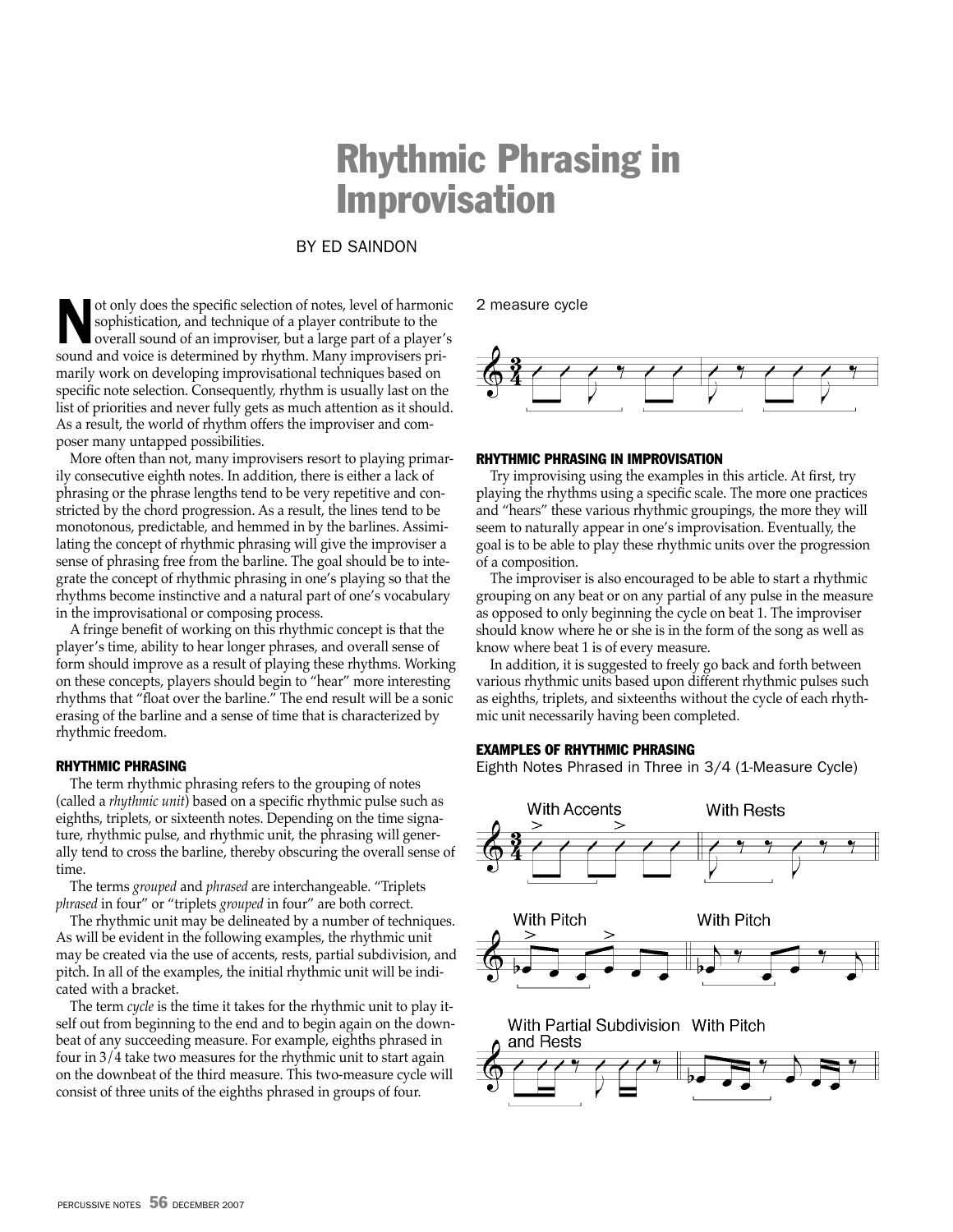# Rhythmic Phrasing in Improvisation

BY ED SAINDON

Not only does the specific selection of notes, level of harmonic sophistication, and technique of a player contribute to the overall sound of an improviser, but a large part of a player's sound and voice is determined by rhythm. Many improvisers primarily work on developing improvisational techniques based on specific note selection. Consequently, rhythm is usually last on the list of priorities and never fully gets as much attention as it should. As a result, the world of rhythm offers the improviser and composer many untapped possibilities.

More often than not, many improvisers resort to playing primarily consecutive eighth notes. In addition, there is either a lack of phrasing or the phrase lengths tend to be very repetitive and constricted by the chord progression. As a result, the lines tend to be monotonous, predictable, and hemmed in by the barlines. Assimilating the concept of rhythmic phrasing will give the improviser a sense of phrasing free from the barline. The goal should be to integrate the concept of rhythmic phrasing in one's playing so that the rhythms become instinctive and a natural part of one's vocabulary in the improvisational or composing process.

A fringe benefit of working on this rhythmic concept is that the player's time, ability to hear longer phrases, and overall sense of form should improve as a result of playing these rhythms. Working on these concepts, players should begin to "hear" more interesting rhythms that "float over the barline." The end result will be a sonic erasing of the barline and a sense of time that is characterized by rhythmic freedom.

### RHYTHMIC PHRASING

The term rhythmic phrasing refers to the grouping of notes (called a *rhythmic unit*) based on a specific rhythmic pulse such as eighths, triplets, or sixteenth notes. Depending on the time signature, rhythmic pulse, and rhythmic unit, the phrasing will generally tend to cross the barline, thereby obscuring the overall sense of time.

The terms *grouped* and *phrased* are interchangeable. "Triplets *phrased* in four" or "triplets *grouped* in four" are both correct.

The rhythmic unit may be delineated by a number of techniques. As will be evident in the following examples, the rhythmic unit may be created via the use of accents, rests, partial subdivision, and pitch. In all of the examples, the initial rhythmic unit will be indicated with a bracket.

The term *cycle* is the time it takes for the rhythmic unit to play itself out from beginning to the end and to begin again on the downbeat of any succeeding measure. For example, eighths phrased in four in 3/4 take two measures for the rhythmic unit to start again on the downbeat of the third measure. This two-measure cycle will consist of three units of the eighths phrased in groups of four.

2 measure cycle

### RHYTHMIC PHRASING IN IMPROVISATION

Try improvising using the examples in this article. At first, try playing the rhythms using a specific scale. The more one practices and "hears" these various rhythmic groupings, the more they will seem to naturally appear in one's improvisation. Eventually, the goal is to be able to play these rhythmic units over the progression of a composition.

The improviser is also encouraged to be able to start a rhythmic grouping on any beat or on any partial of any pulse in the measure as opposed to only beginning the cycle on beat 1. The improviser should know where he or she is in the form of the song as well as know where beat 1 is of every measure.

In addition, it is suggested to freely go back and forth between various rhythmic units based upon different rhythmic pulses such as eighths, triplets, and sixteenths without the cycle of each rhythmic unit necessarily having been completed.

### EXAMPLES OF RHYTHMIC PHRASING

Eighth Notes Phrased in Three in 3/4 (1-Measure Cycle)

With Accents — With Rests

With Pitch — With Pitch

With Partial Subdivision and Rests — With Pitch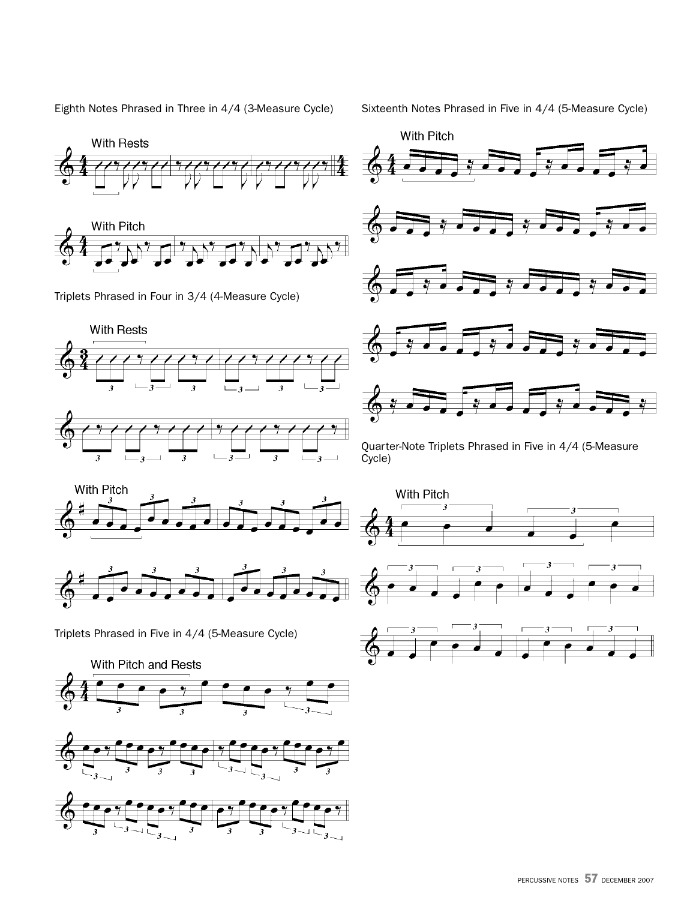Eighth Notes Phrased in Three in 4/4 (3-Measure Cycle)

With Rests

With Pitch

Triplets Phrased in Four in 3/4 (4-Measure Cycle)

With Rests

With Pitch

Triplets Phrased in Five in 4/4 (5-Measure Cycle)

With Pitch and Rests

Sixteenth Notes Phrased in Five in 4/4 (5-Measure Cycle)

With Pitch

Quarter-Note Triplets Phrased in Five in 4/4 (5-Measure Cycle)

With Pitch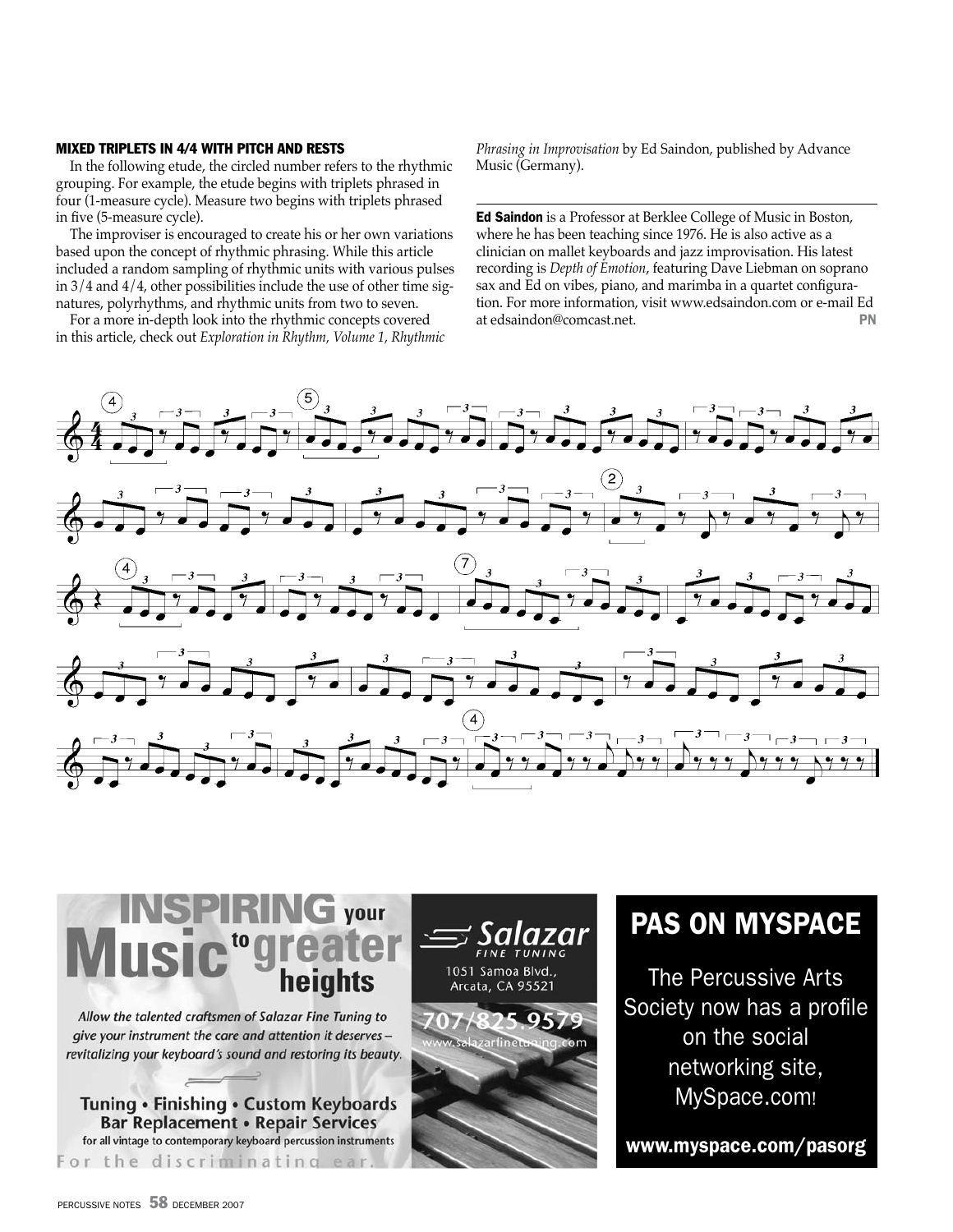### MIXED TRIPLETS IN 4/4 WITH PITCH AND RESTS

In the following etude, the circled number refers to the rhythmic grouping. For example, the etude begins with triplets phrased in four (1-measure cycle). Measure two begins with triplets phrased in five (5-measure cycle).

The improviser is encouraged to create his or her own variations based upon the concept of rhythmic phrasing. While this article included a random sampling of rhythmic units with various pulses in 3/4 and 4/4, other possibilities include the use of other time signatures, polyrhythms, and rhythmic units from two to seven.

For a more in-depth look into the rhythmic concepts covered in this article, check out *Exploration in Rhythm, Volume 1, Rhythmic Phrasing in Improvisation* by Ed Saindon, published by Advance Music (Germany).

---

**Ed Saindon** is a Professor at Berklee College of Music in Boston, where he has been teaching since 1976. He is also active as a clinician on mallet keyboards and jazz improvisation. His latest recording is *Depth of Emotion*, featuring Dave Liebman on soprano sax and Ed on vibes, piano, and marimba in a quartet configuration. For more information, visit www.edsaindon.com or e-mail Ed at edsaindon@comcast.net. **PN**

---

INSPIRING your Music to greater heights

Allow the talented craftsmen of Salazar Fine Tuning to give your instrument the care and attention it deserves – revitalizing your keyboard's sound and restoring its beauty.

Tuning • Finishing • Custom Keyboards
Bar Replacement • Repair Services
for all vintage to contemporary keyboard percussion instruments

For the discriminating ear.

Salazar FINE TUNING
1051 Samoa Blvd., Arcata, CA 95521
707/825.9579
www.salazarfinetuning.com

---

## PAS ON MYSPACE

The Percussive Arts Society now has a profile on the social networking site, MySpace.com!

**www.myspace.com/pasorg**